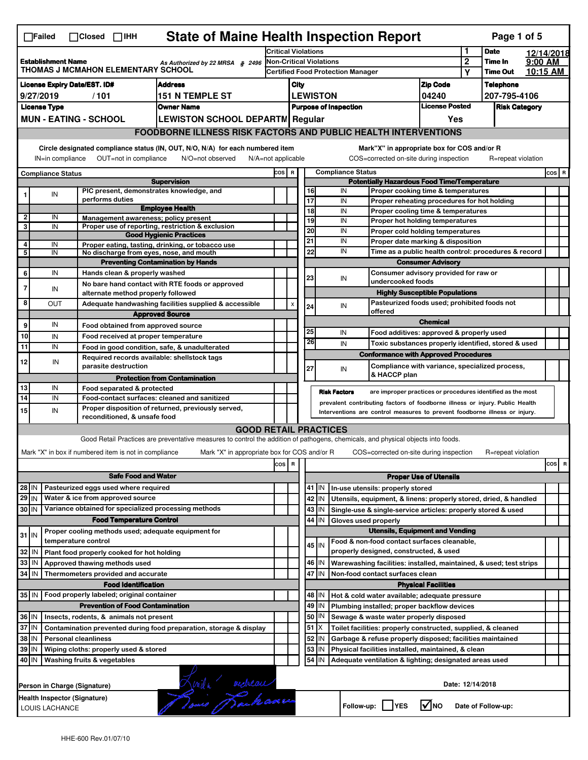☐Failed ☐Closed ☐IHH

# State of Maine Health Inspection Report

| Establishment Name | As Authorized by 22 MRSA § 2496 | Critical Violations | 1 | Date | 12/14/2018 |
|---|---|---|---|---|---|
| THOMAS J MCMAHON ELEMENTARY SCHOOL | | Non-Critical Violations | 2 | Time In | 9:00 AM |
| | | Certified Food Protection Manager | Y | Time Out | 10:15 AM |

| License Expiry Date/EST. ID# | Address | City | Zip Code | Telephone |
|---|---|---|---|---|
| 9/27/2019 / 101 | 151 N TEMPLE ST | LEWISTON | 04240 | 207-795-4106 |

| License Type | Owner Name | Purpose of Inspection | License Posted | Risk Category |
|---|---|---|---|---|
| MUN - EATING - SCHOOL | LEWISTON SCHOOL DEPARTM | Regular | Yes | |

## FOODBORNE ILLNESS RISK FACTORS AND PUBLIC HEALTH INTERVENTIONS

Circle designated compliance status (IN, OUT, N/O, N/A) for each numbered item
IN=in compliance OUT=not in compliance N/O=not observed N/A=not applicable

Mark"X" in appropriate box for COS and/or R
COS=corrected on-site during inspection R=repeat violation

| # | Compliance Status | Item | COS | R |
|---|---|---|---|---|
| | | **Supervision** | | |
| 1 | IN | PIC present, demonstrates knowledge, and performs duties | | |
| | | **Employee Health** | | |
| 2 | IN | Management awareness; policy present | | |
| 3 | IN | Proper use of reporting, restriction & exclusion | | |
| | | **Good Hygienic Practices** | | |
| 4 | IN | Proper eating, tasting, drinking, or tobacco use | | |
| 5 | IN | No discharge from eyes, nose, and mouth | | |
| | | **Preventing Contamination by Hands** | | |
| 6 | IN | Hands clean & properly washed | | |
| 7 | IN | No bare hand contact with RTE foods or approved alternate method properly followed | | |
| 8 | OUT | Adequate handwashing facilities supplied & accessible | | X |
| | | **Approved Source** | | |
| 9 | IN | Food obtained from approved source | | |
| 10 | IN | Food received at proper temperature | | |
| 11 | IN | Food in good condition, safe, & unadulterated | | |
| 12 | IN | Required records available: shellstock tags parasite destruction | | |
| | | **Protection from Contamination** | | |
| 13 | IN | Food separated & protected | | |
| 14 | IN | Food-contact surfaces: cleaned and sanitized | | |
| 15 | IN | Proper disposition of returned, previously served, reconditioned, & unsafe food | | |
| | | **Potentially Hazardous Food Time/Temperature** | | |
| 16 | IN | Proper cooking time & temperatures | | |
| 17 | IN | Proper reheating procedures for hot holding | | |
| 18 | IN | Proper cooling time & temperatures | | |
| 19 | IN | Proper hot holding temperatures | | |
| 20 | IN | Proper cold holding temperatures | | |
| 21 | IN | Proper date marking & disposition | | |
| 22 | IN | Time as a public health control: procedures & record | | |
| | | **Consumer Advisory** | | |
| 23 | IN | Consumer advisory provided for raw or undercooked foods | | |
| | | **Highly Susceptible Populations** | | |
| 24 | IN | Pasteurized foods used; prohibited foods not offered | | |
| | | **Chemical** | | |
| 25 | IN | Food additives: approved & properly used | | |
| 26 | IN | Toxic substances properly identified, stored & used | | |
| | | **Conformance with Approved Procedures** | | |
| 27 | IN | Compliance with variance, specialized process, & HACCP plan | | |

**Risk Factors** are improper practices or procedures identified as the most prevalent contributing factors of foodborne illness or injury. Public Health Interventions are control measures to prevent foodborne illness or injury.

## GOOD RETAIL PRACTICES

Good Retail Practices are preventative measures to control the addition of pathogens, chemicals, and physical objects into foods.

Mark "X" in box if numbered item is not in compliance Mark "X" in appropriate box for COS and/or R COS=corrected on-site during inspection R=repeat violation

| # | Status | Item | COS | R |
|---|---|---|---|---|
| | | **Safe Food and Water** | | |
| 28 | IN | Pasteurized eggs used where required | | |
| 29 | IN | Water & ice from approved source | | |
| 30 | IN | Variance obtained for specialized processing methods | | |
| | | **Food Temperature Control** | | |
| 31 | IN | Proper cooling methods used; adequate equipment for temperature control | | |
| 32 | IN | Plant food properly cooked for hot holding | | |
| 33 | IN | Approved thawing methods used | | |
| 34 | IN | Thermometers provided and accurate | | |
| | | **Food Identification** | | |
| 35 | IN | Food properly labeled; original container | | |
| | | **Prevention of Food Contamination** | | |
| 36 | IN | Insects, rodents, & animals not present | | |
| 37 | IN | Contamination prevented during food preparation, storage & display | | |
| 38 | IN | Personal cleanliness | | |
| 39 | IN | Wiping cloths: properly used & stored | | |
| 40 | IN | Washing fruits & vegetables | | |
| | | **Proper Use of Utensils** | | |
| 41 | IN | In-use utensils: properly stored | | |
| 42 | IN | Utensils, equipment, & linens: properly stored, dried, & handled | | |
| 43 | IN | Single-use & single-service articles: properly stored & used | | |
| 44 | IN | Gloves used properly | | |
| | | **Utensils, Equipment and Vending** | | |
| 45 | IN | Food & non-food contact surfaces cleanable, properly designed, constructed, & used | | |
| 46 | IN | Warewashing facilities: installed, maintained, & used; test strips | | |
| 47 | IN | Non-food contact surfaces clean | | |
| | | **Physical Facilities** | | |
| 48 | IN | Hot & cold water available; adequate pressure | | |
| 49 | IN | Plumbing installed; proper backflow devices | | |
| 50 | IN | Sewage & waste water properly disposed | | |
| 51 | X | Toilet facilities: properly constructed, supplied, & cleaned | | |
| 52 | IN | Garbage & refuse properly disposed; facilities maintained | | |
| 53 | IN | Physical facilities installed, maintained, & clean | | |
| 54 | IN | Adequate ventilation & lighting; designated areas used | | |

Person in Charge (Signature): [signature]

Date: 12/14/2018

Health Inspector (Signature): [signature]
LOUIS LACHANCE

Follow-up: ☐ YES ☑ NO Date of Follow-up:

HHE-600 Rev.01/07/10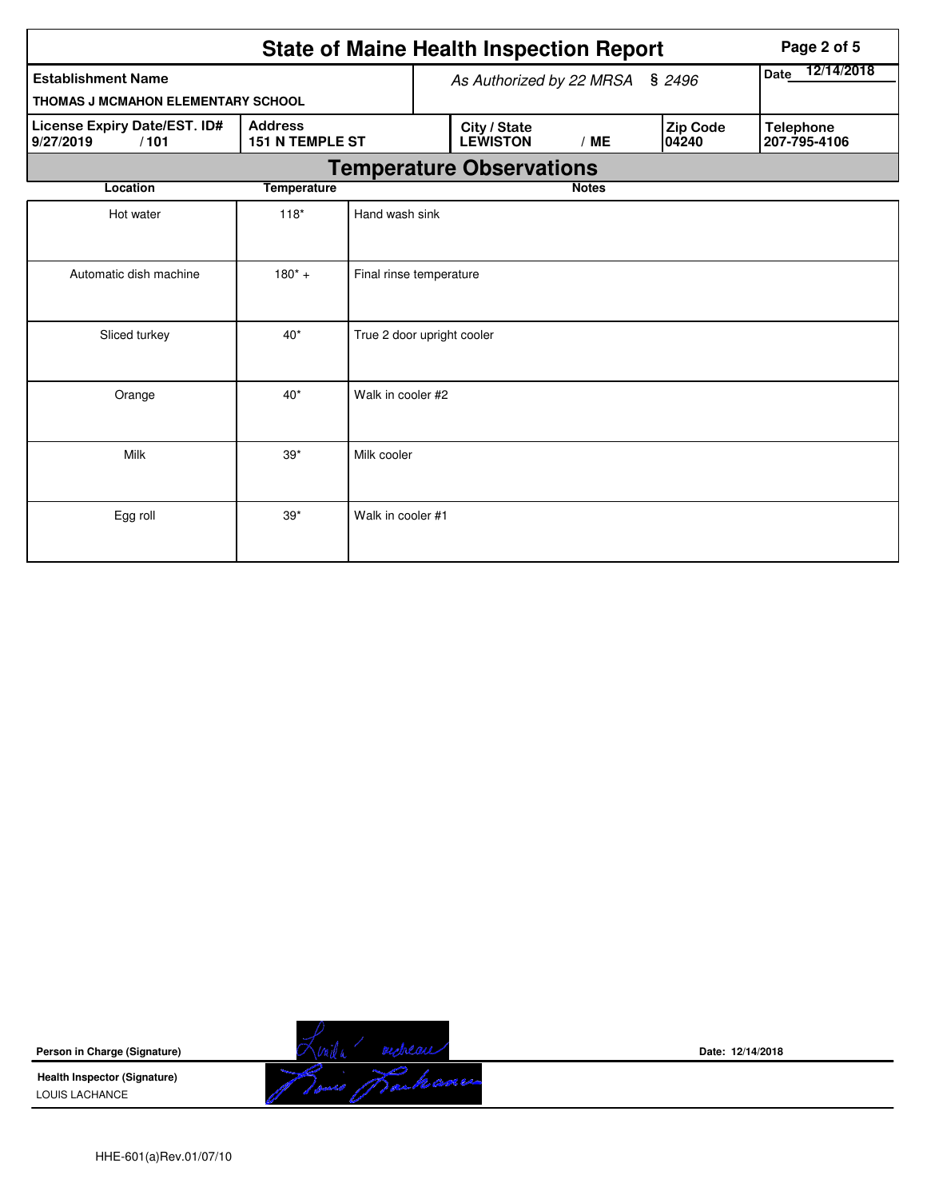# State of Maine Health Inspection Report

| Establishment Name | As Authorized by 22 MRSA § 2496 | | | Date 12/14/2018 |
|---|---|---|---|---|
| THOMAS J MCMAHON ELEMENTARY SCHOOL | | | | |
| **License Expiry Date/EST. ID#** 9/27/2019 / 101 | **Address** 151 N TEMPLE ST | **City / State** LEWISTON / ME | **Zip Code** 04240 | **Telephone** 207-795-4106 |

## Temperature Observations

| Location | Temperature | Notes |
|---|---|---|
| Hot water | 118* | Hand wash sink |
| Automatic dish machine | 180* + | Final rinse temperature |
| Sliced turkey | 40* | True 2 door upright cooler |
| Orange | 40* | Walk in cooler #2 |
| Milk | 39* | Milk cooler |
| Egg roll | 39* | Walk in cooler #1 |

**Person in Charge (Signature)** Date: 12/14/2018

**Health Inspector (Signature)**
LOUIS LACHANCE

HHE-601(a)Rev.01/07/10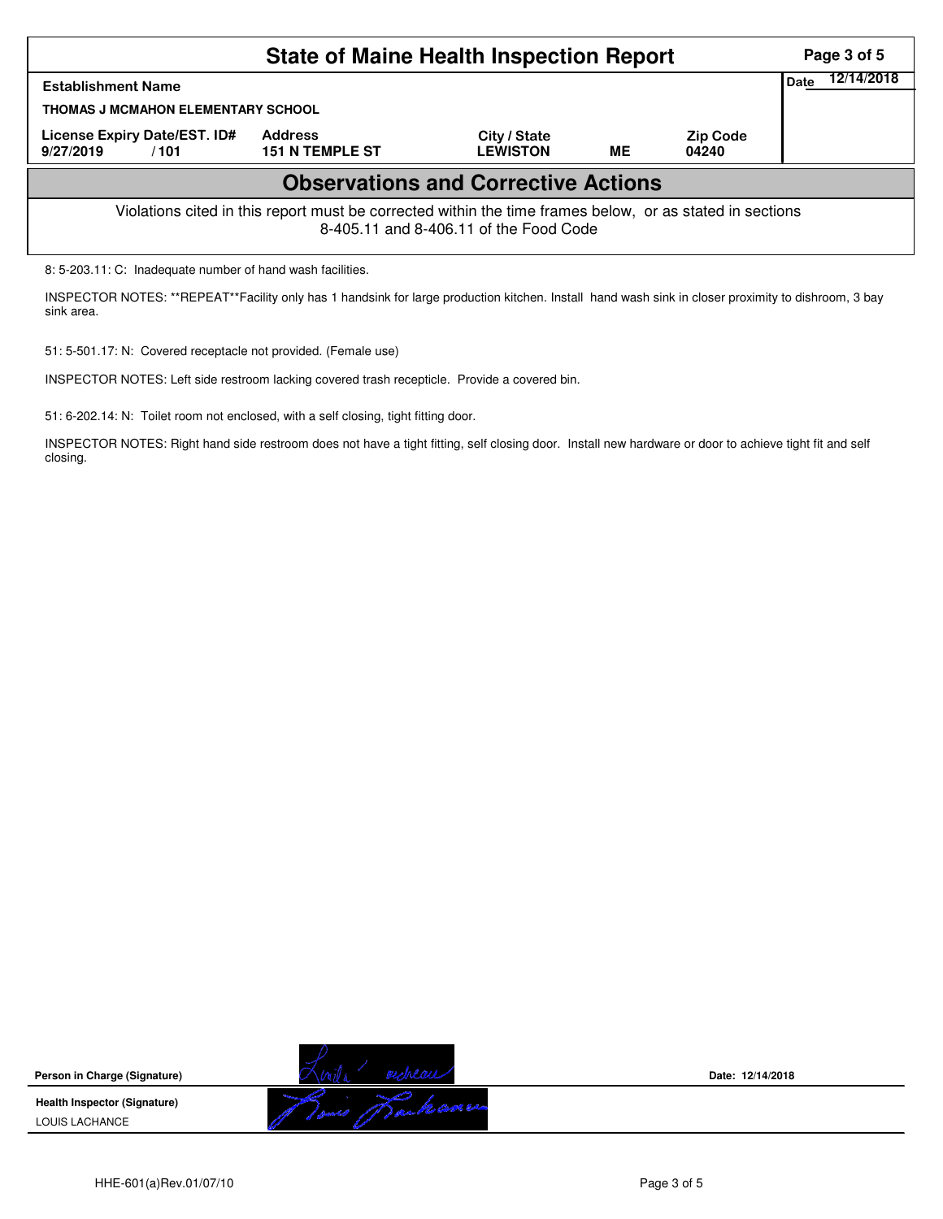# State of Maine Health Inspection Report

| Establishment Name | | | | | Date 12/14/2018 |
|---|---|---|---|---|---|
| THOMAS J MCMAHON ELEMENTARY SCHOOL | | | | | |
| License Expiry Date/EST. ID# | Address | City / State | | Zip Code | |
| 9/27/2019 / 101 | 151 N TEMPLE ST | LEWISTON | ME | 04240 | |

## Observations and Corrective Actions

Violations cited in this report must be corrected within the time frames below, or as stated in sections 8-405.11 and 8-406.11 of the Food Code

8: 5-203.11: C: Inadequate number of hand wash facilities.

INSPECTOR NOTES: **REPEAT**Facility only has 1 handsink for large production kitchen. Install hand wash sink in closer proximity to dishroom, 3 bay sink area.

51: 5-501.17: N: Covered receptacle not provided. (Female use)

INSPECTOR NOTES: Left side restroom lacking covered trash recepticle. Provide a covered bin.

51: 6-202.14: N: Toilet room not enclosed, with a self closing, tight fitting door.

INSPECTOR NOTES: Right hand side restroom does not have a tight fitting, self closing door. Install new hardware or door to achieve tight fit and self closing.

**Person in Charge (Signature)** Date: 12/14/2018

**Health Inspector (Signature)**
LOUIS LACHANCE

HHE-601(a)Rev.01/07/10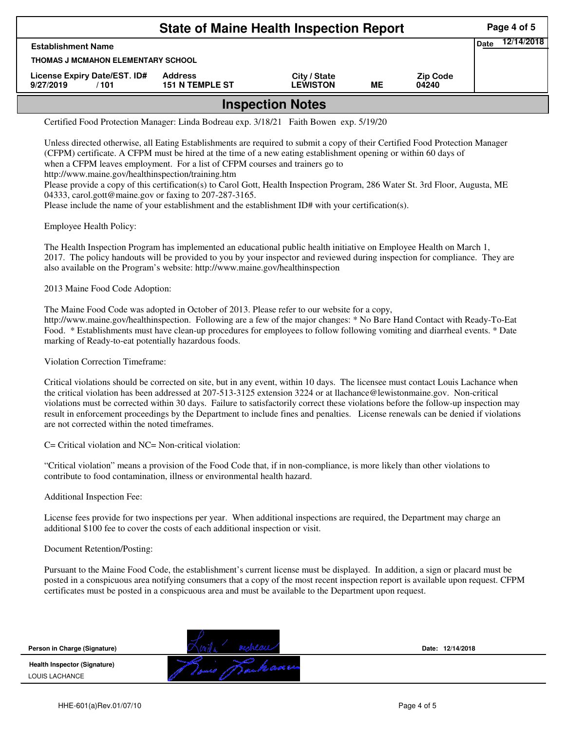# State of Maine Health Inspection Report

| Establishment Name | | | | | Date 12/14/2018 |
|---|---|---|---|---|---|
| THOMAS J MCMAHON ELEMENTARY SCHOOL | | | | | |
| License Expiry Date/EST. ID# | Address | City / State | | Zip Code | |
| 9/27/2019 / 101 | 151 N TEMPLE ST | LEWISTON | ME | 04240 | |

## Inspection Notes

Certified Food Protection Manager: Linda Bodreau exp. 3/18/21 Faith Bowen exp. 5/19/20

Unless directed otherwise, all Eating Establishments are required to submit a copy of their Certified Food Protection Manager (CFPM) certificate. A CFPM must be hired at the time of a new eating establishment opening or within 60 days of when a CFPM leaves employment. For a list of CFPM courses and trainers go to http://www.maine.gov/healthinspection/training.htm
Please provide a copy of this certification(s) to Carol Gott, Health Inspection Program, 286 Water St. 3rd Floor, Augusta, ME 04333, carol.gott@maine.gov or faxing to 207-287-3165.
Please include the name of your establishment and the establishment ID# with your certification(s).

Employee Health Policy:

The Health Inspection Program has implemented an educational public health initiative on Employee Health on March 1, 2017. The policy handouts will be provided to you by your inspector and reviewed during inspection for compliance. They are also available on the Program's website: http://www.maine.gov/healthinspection

2013 Maine Food Code Adoption:

The Maine Food Code was adopted in October of 2013. Please refer to our website for a copy, http://www.maine.gov/healthinspection. Following are a few of the major changes: * No Bare Hand Contact with Ready-To-Eat Food. * Establishments must have clean-up procedures for employees to follow following vomiting and diarrheal events. * Date marking of Ready-to-eat potentially hazardous foods.

Violation Correction Timeframe:

Critical violations should be corrected on site, but in any event, within 10 days. The licensee must contact Louis Lachance when the critical violation has been addressed at 207-513-3125 extension 3224 or at llachance@lewistonmaine.gov. Non-critical violations must be corrected within 30 days. Failure to satisfactorily correct these violations before the follow-up inspection may result in enforcement proceedings by the Department to include fines and penalties. License renewals can be denied if violations are not corrected within the noted timeframes.

C= Critical violation and NC= Non-critical violation:

"Critical violation" means a provision of the Food Code that, if in non-compliance, is more likely than other violations to contribute to food contamination, illness or environmental health hazard.

Additional Inspection Fee:

License fees provide for two inspections per year. When additional inspections are required, the Department may charge an additional $100 fee to cover the costs of each additional inspection or visit.

Document Retention/Posting:

Pursuant to the Maine Food Code, the establishment's current license must be displayed. In addition, a sign or placard must be posted in a conspicuous area notifying consumers that a copy of the most recent inspection report is available upon request. CFPM certificates must be posted in a conspicuous area and must be available to the Department upon request.

**Person in Charge (Signature)** Date: 12/14/2018

**Health Inspector (Signature)**
LOUIS LACHANCE

HHE-601(a)Rev.01/07/10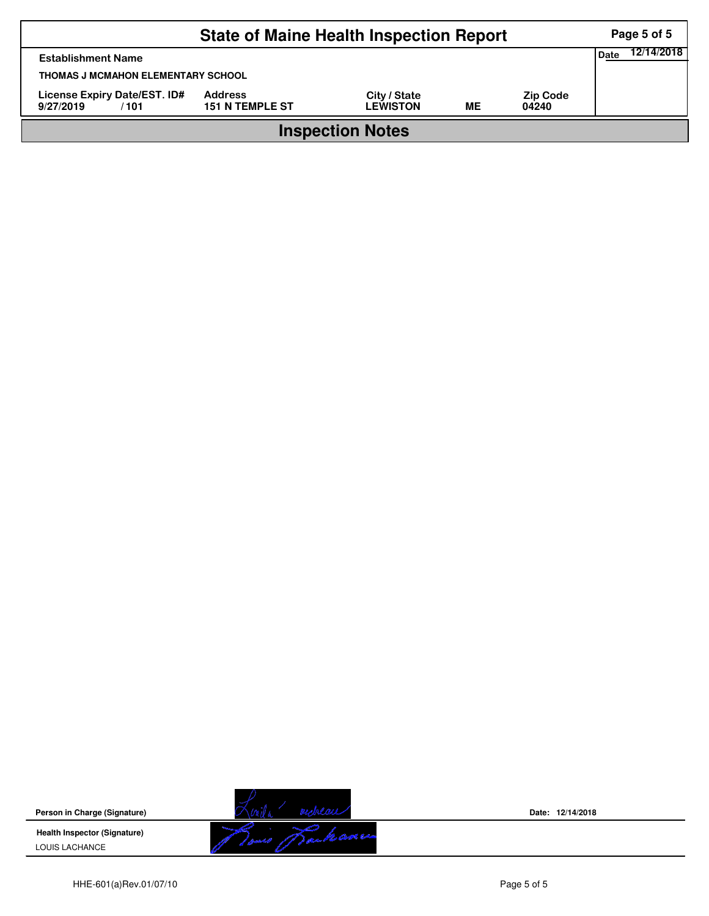# State of Maine Health Inspection Report

| | | | | | |
|---|---|---|---|---|---|
| **Establishment Name** | | | | | **Date** 12/14/2018 |
| **THOMAS J MCMAHON ELEMENTARY SCHOOL** | | | | | |
| **License Expiry Date/EST. ID#** 9/27/2019 / 101 | **Address** 151 N TEMPLE ST | **City / State** LEWISTON | ME | **Zip Code** 04240 | |

## Inspection Notes

**Person in Charge (Signature)**

**Date:** 12/14/2018

**Health Inspector (Signature)**

LOUIS LACHANCE

HHE-601(a)Rev.01/07/10